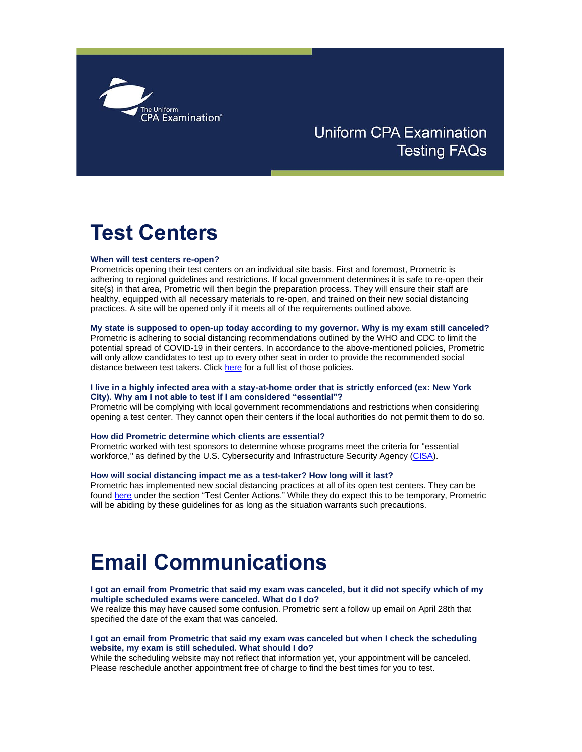The Uniform CPA Examination

# Uniform CPA Examination Testing FAQs

## Test Centers

**When will test centers re-open?**

Prometricis opening their test centers on an individual site basis. First and foremost, Prometric is adhering to regional guidelines and restrictions. If local government determines it is safe to re-open their site(s) in that area, Prometric will then begin the preparation process. They will ensure their staff are healthy, equipped with all necessary materials to re-open, and trained on their new social distancing practices. A site will be opened only if it meets all of the requirements outlined above.

**My state is supposed to open-up today according to my governor. Why is my exam still canceled?**

Prometric is adhering to social distancing recommendations outlined by the WHO and CDC to limit the potential spread of COVID-19 in their centers. In accordance to the above-mentioned policies, Prometric will only allow candidates to test up to every other seat in order to provide the recommended social distance between test takers. Click here for a full list of those policies.

**I live in a highly infected area with a stay-at-home order that is strictly enforced (ex: New York City). Why am I not able to test if I am considered "essential"?**

Prometric will be complying with local government recommendations and restrictions when considering opening a test center. They cannot open their centers if the local authorities do not permit them to do so.

**How did Prometric determine which clients are essential?**

Prometric worked with test sponsors to determine whose programs meet the criteria for "essential workforce," as defined by the U.S. Cybersecurity and Infrastructure Security Agency (CISA).

**How will social distancing impact me as a test-taker? How long will it last?**

Prometric has implemented new social distancing practices at all of its open test centers. They can be found here under the section "Test Center Actions." While they do expect this to be temporary, Prometric will be abiding by these guidelines for as long as the situation warrants such precautions.

## Email Communications

**I got an email from Prometric that said my exam was canceled, but it did not specify which of my multiple scheduled exams were canceled. What do I do?**

We realize this may have caused some confusion. Prometric sent a follow up email on April 28th that specified the date of the exam that was canceled.

**I got an email from Prometric that said my exam was canceled but when I check the scheduling website, my exam is still scheduled. What should I do?**

While the scheduling website may not reflect that information yet, your appointment will be canceled. Please reschedule another appointment free of charge to find the best times for you to test.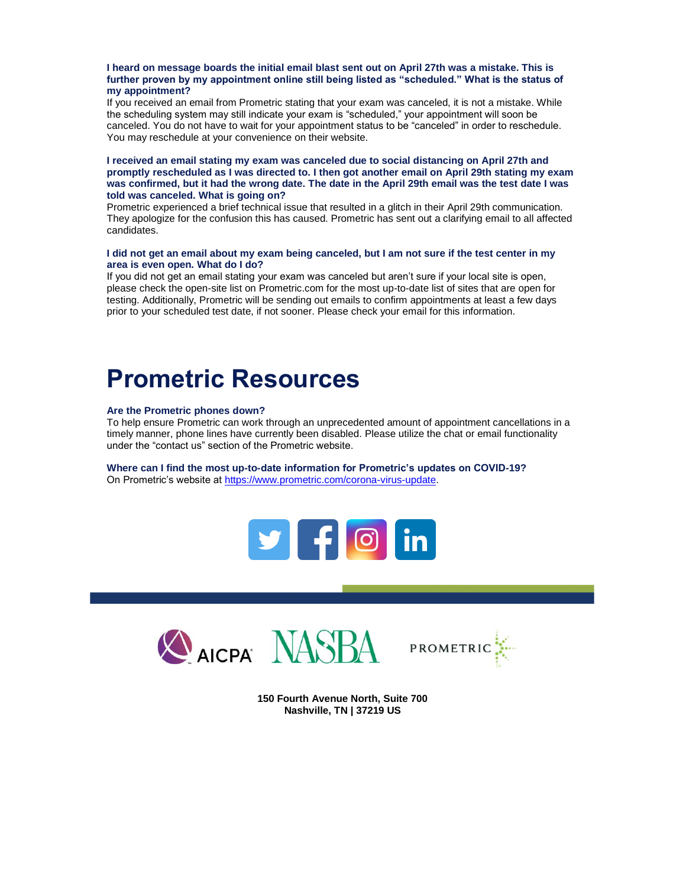**I heard on message boards the initial email blast sent out on April 27th was a mistake. This is further proven by my appointment online still being listed as "scheduled." What is the status of my appointment?**
If you received an email from Prometric stating that your exam was canceled, it is not a mistake. While the scheduling system may still indicate your exam is "scheduled," your appointment will soon be canceled. You do not have to wait for your appointment status to be "canceled" in order to reschedule. You may reschedule at your convenience on their website.

**I received an email stating my exam was canceled due to social distancing on April 27th and promptly rescheduled as I was directed to. I then got another email on April 29th stating my exam was confirmed, but it had the wrong date. The date in the April 29th email was the test date I was told was canceled. What is going on?**
Prometric experienced a brief technical issue that resulted in a glitch in their April 29th communication. They apologize for the confusion this has caused. Prometric has sent out a clarifying email to all affected candidates.

**I did not get an email about my exam being canceled, but I am not sure if the test center in my area is even open. What do I do?**
If you did not get an email stating your exam was canceled but aren't sure if your local site is open, please check the open-site list on Prometric.com for the most up-to-date list of sites that are open for testing. Additionally, Prometric will be sending out emails to confirm appointments at least a few days prior to your scheduled test date, if not sooner. Please check your email for this information.

# Prometric Resources

**Are the Prometric phones down?**
To help ensure Prometric can work through an unprecedented amount of appointment cancellations in a timely manner, phone lines have currently been disabled. Please utilize the chat or email functionality under the "contact us" section of the Prometric website.

**Where can I find the most up-to-date information for Prometric's updates on COVID-19?**
On Prometric's website at https://www.prometric.com/corona-virus-update.

AICPA NASBA PROMETRIC

**150 Fourth Avenue North, Suite 700**
**Nashville, TN | 37219 US**